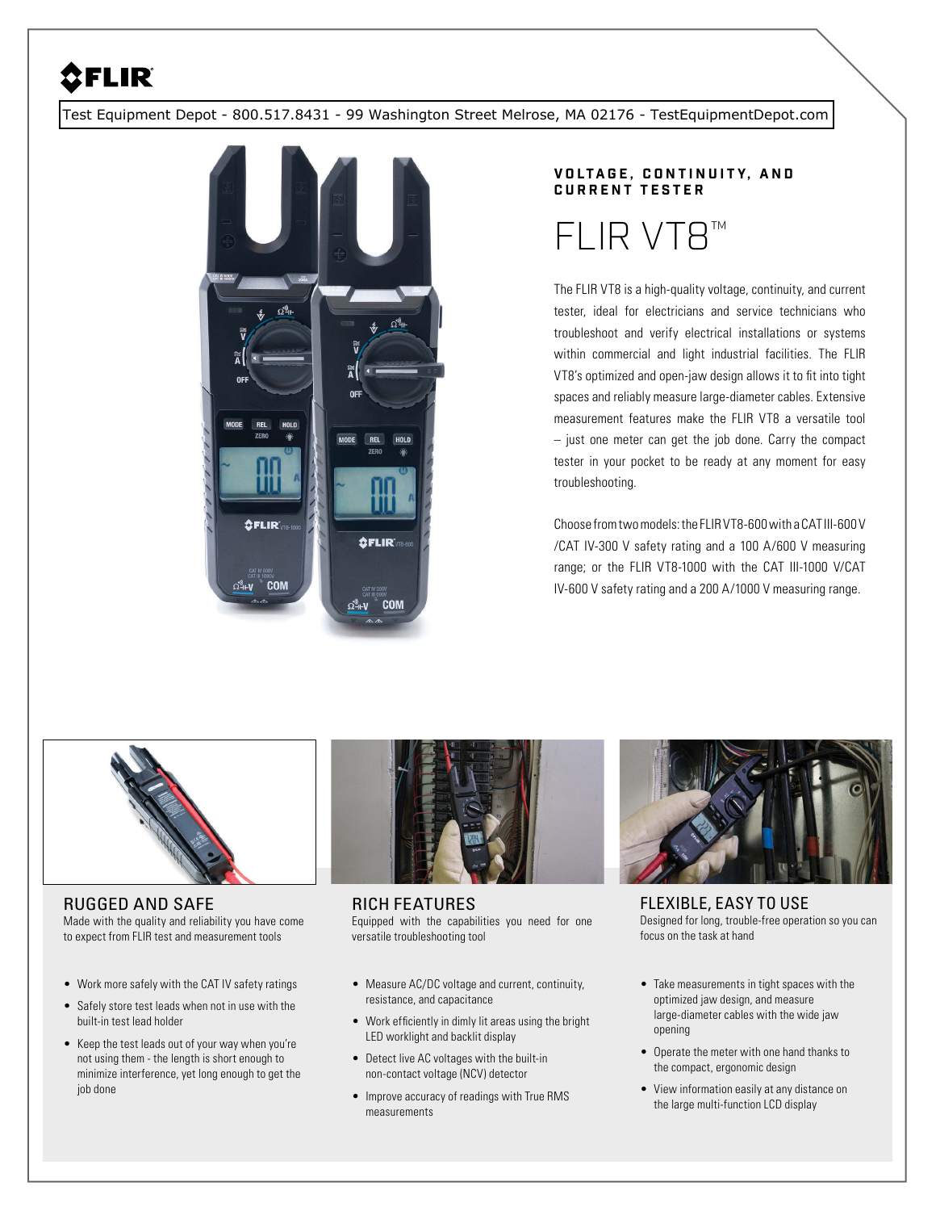FLIR

Test Equipment Depot - 800.517.8431 - 99 Washington Street Melrose, MA 02176 - TestEquipmentDepot.com

**VOLTAGE, CONTINUITY, AND CURRENT TESTER**

# FLIR VT8™

The FLIR VT8 is a high-quality voltage, continuity, and current tester, ideal for electricians and service technicians who troubleshoot and verify electrical installations or systems within commercial and light industrial facilities. The FLIR VT8's optimized and open-jaw design allows it to fit into tight spaces and reliably measure large-diameter cables. Extensive measurement features make the FLIR VT8 a versatile tool – just one meter can get the job done. Carry the compact tester in your pocket to be ready at any moment for easy troubleshooting.

Choose from two models: the FLIR VT8-600 with a CAT III-600 V /CAT IV-300 V safety rating and a 100 A/600 V measuring range; or the FLIR VT8-1000 with the CAT III-1000 V/CAT IV-600 V safety rating and a 200 A/1000 V measuring range.

## RUGGED AND SAFE

Made with the quality and reliability you have come to expect from FLIR test and measurement tools

- Work more safely with the CAT IV safety ratings
- Safely store test leads when not in use with the built-in test lead holder
- Keep the test leads out of your way when you're not using them - the length is short enough to minimize interference, yet long enough to get the job done

## RICH FEATURES

Equipped with the capabilities you need for one versatile troubleshooting tool

- Measure AC/DC voltage and current, continuity, resistance, and capacitance
- Work efficiently in dimly lit areas using the bright LED worklight and backlit display
- Detect live AC voltages with the built-in non-contact voltage (NCV) detector
- Improve accuracy of readings with True RMS measurements

## FLEXIBLE, EASY TO USE

Designed for long, trouble-free operation so you can focus on the task at hand

- Take measurements in tight spaces with the optimized jaw design, and measure large-diameter cables with the wide jaw opening
- Operate the meter with one hand thanks to the compact, ergonomic design
- View information easily at any distance on the large multi-function LCD display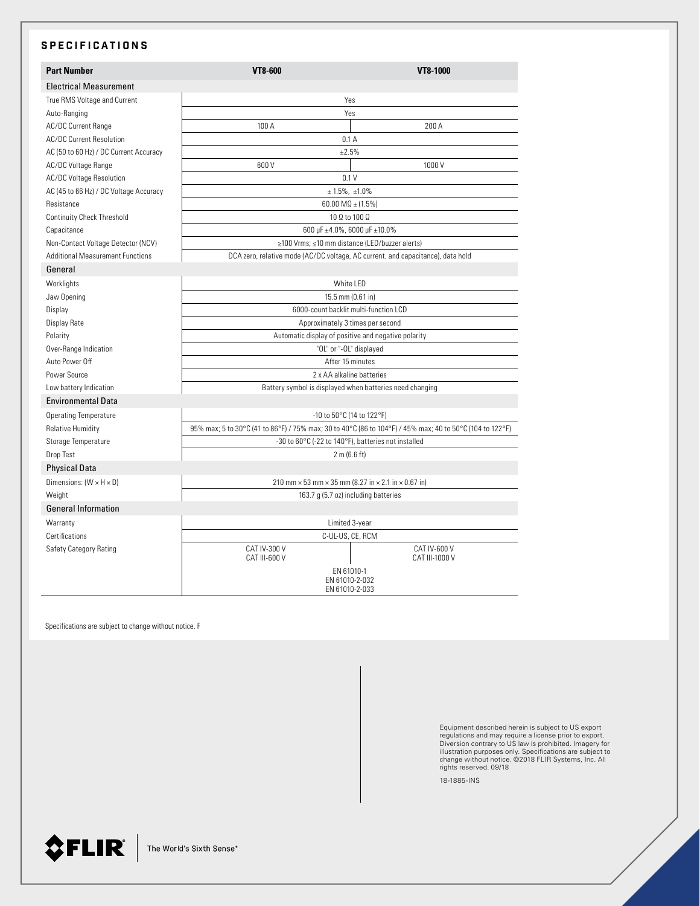## SPECIFICATIONS

| Part Number | VT8-600 | VT8-1000 |
|---|---|---|
| **Electrical Measurement** | | |
| True RMS Voltage and Current | Yes | |
| Auto-Ranging | Yes | |
| AC/DC Current Range | 100 A | 200 A |
| AC/DC Current Resolution | 0.1 A | |
| AC (50 to 60 Hz) / DC Current Accuracy | ±2.5% | |
| AC/DC Voltage Range | 600 V | 1000 V |
| AC/DC Voltage Resolution | 0.1 V | |
| AC (45 to 66 Hz) / DC Voltage Accuracy | ± 1.5%, ±1.0% | |
| Resistance | 60.00 MΩ ± (1.5%) | |
| Continuity Check Threshold | 10 Ω to 100 Ω | |
| Capacitance | 600 µF ±4.0%, 6000 µF ±10.0% | |
| Non-Contact Voltage Detector (NCV) | ≥100 Vrms; ≤10 mm distance (LED/buzzer alerts) | |
| Additional Measurement Functions | DCA zero, relative mode (AC/DC voltage, AC current, and capacitance), data hold | |
| **General** | | |
| Worklights | White LED | |
| Jaw Opening | 15.5 mm (0.61 in) | |
| Display | 6000-count backlit multi-function LCD | |
| Display Rate | Approximately 3 times per second | |
| Polarity | Automatic display of positive and negative polarity | |
| Over-Range Indication | "OL" or "-OL" displayed | |
| Auto Power Off | After 15 minutes | |
| Power Source | 2 x AA alkaline batteries | |
| Low battery Indication | Battery symbol is displayed when batteries need changing | |
| **Environmental Data** | | |
| Operating Temperature | -10 to 50°C (14 to 122°F) | |
| Relative Humidity | 95% max; 5 to 30°C (41 to 86°F) / 75% max; 30 to 40°C (86 to 104°F) / 45% max; 40 to 50°C (104 to 122°F) | |
| Storage Temperature | -30 to 60°C (-22 to 140°F), batteries not installed | |
| Drop Test | 2 m (6.6 ft) | |
| **Physical Data** | | |
| Dimensions: (W × H × D) | 210 mm × 53 mm × 35 mm (8.27 in × 2.1 in × 0.67 in) | |
| Weight | 163.7 g (5.7 oz) including batteries | |
| **General Information** | | |
| Warranty | Limited 3-year | |
| Certifications | C-UL-US, CE, RCM | |
| Safety Category Rating | CAT IV-300 V<br>CAT III-600 V | CAT IV-600 V<br>CAT III-1000 V |
| | EN 61010-1<br>EN 61010-2-032<br>EN 61010-2-033 | |

Specifications are subject to change without notice. F

Equipment described herein is subject to US export regulations and may require a license prior to export. Diversion contrary to US law is prohibited. Imagery for illustration purposes only. Specifications are subject to change without notice. ©2018 FLIR Systems, Inc. All rights reserved. 09/18

18-1885-INS

FLIR® | The World's Sixth Sense®